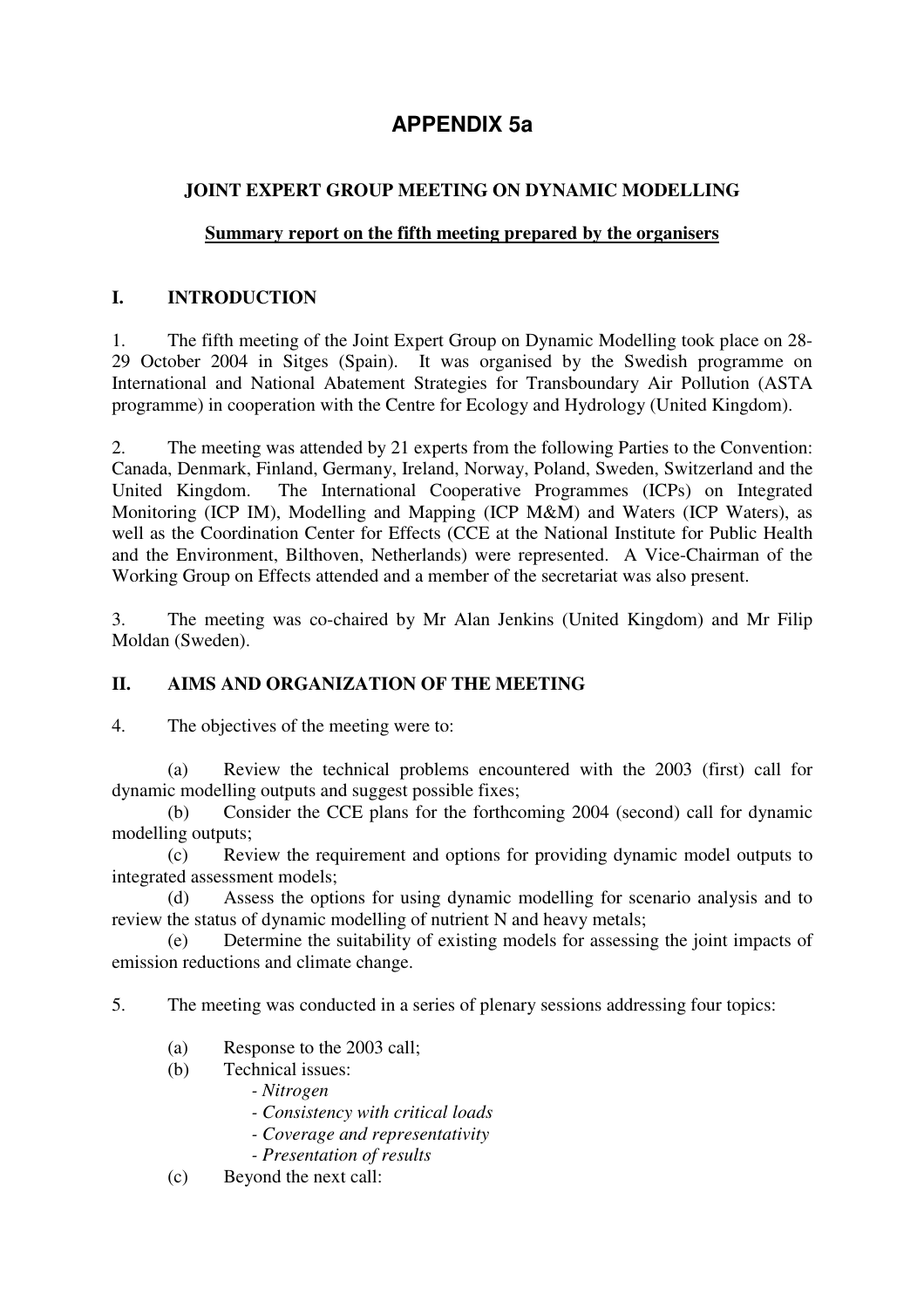# APPENDIX 5a

## JOINT EXPERT GROUP MEETING ON DYNAMIC MODELLING

**Summary report on the fifth meeting prepared by the organisers**

## I. INTRODUCTION

1. The fifth meeting of the Joint Expert Group on Dynamic Modelling took place on 28-29 October 2004 in Sitges (Spain). It was organised by the Swedish programme on International and National Abatement Strategies for Transboundary Air Pollution (ASTA programme) in cooperation with the Centre for Ecology and Hydrology (United Kingdom).

2. The meeting was attended by 21 experts from the following Parties to the Convention: Canada, Denmark, Finland, Germany, Ireland, Norway, Poland, Sweden, Switzerland and the United Kingdom. The International Cooperative Programmes (ICPs) on Integrated Monitoring (ICP IM), Modelling and Mapping (ICP M&M) and Waters (ICP Waters), as well as the Coordination Center for Effects (CCE at the National Institute for Public Health and the Environment, Bilthoven, Netherlands) were represented. A Vice-Chairman of the Working Group on Effects attended and a member of the secretariat was also present.

3. The meeting was co-chaired by Mr Alan Jenkins (United Kingdom) and Mr Filip Moldan (Sweden).

## II. AIMS AND ORGANIZATION OF THE MEETING

4. The objectives of the meeting were to:

(a) Review the technical problems encountered with the 2003 (first) call for dynamic modelling outputs and suggest possible fixes;
(b) Consider the CCE plans for the forthcoming 2004 (second) call for dynamic modelling outputs;
(c) Review the requirement and options for providing dynamic model outputs to integrated assessment models;
(d) Assess the options for using dynamic modelling for scenario analysis and to review the status of dynamic modelling of nutrient N and heavy metals;
(e) Determine the suitability of existing models for assessing the joint impacts of emission reductions and climate change.

5. The meeting was conducted in a series of plenary sessions addressing four topics:

(a) Response to the 2003 call;
(b) Technical issues:
   - *Nitrogen*
   - *Consistency with critical loads*
   - *Coverage and representativity*
   - *Presentation of results*
(c) Beyond the next call: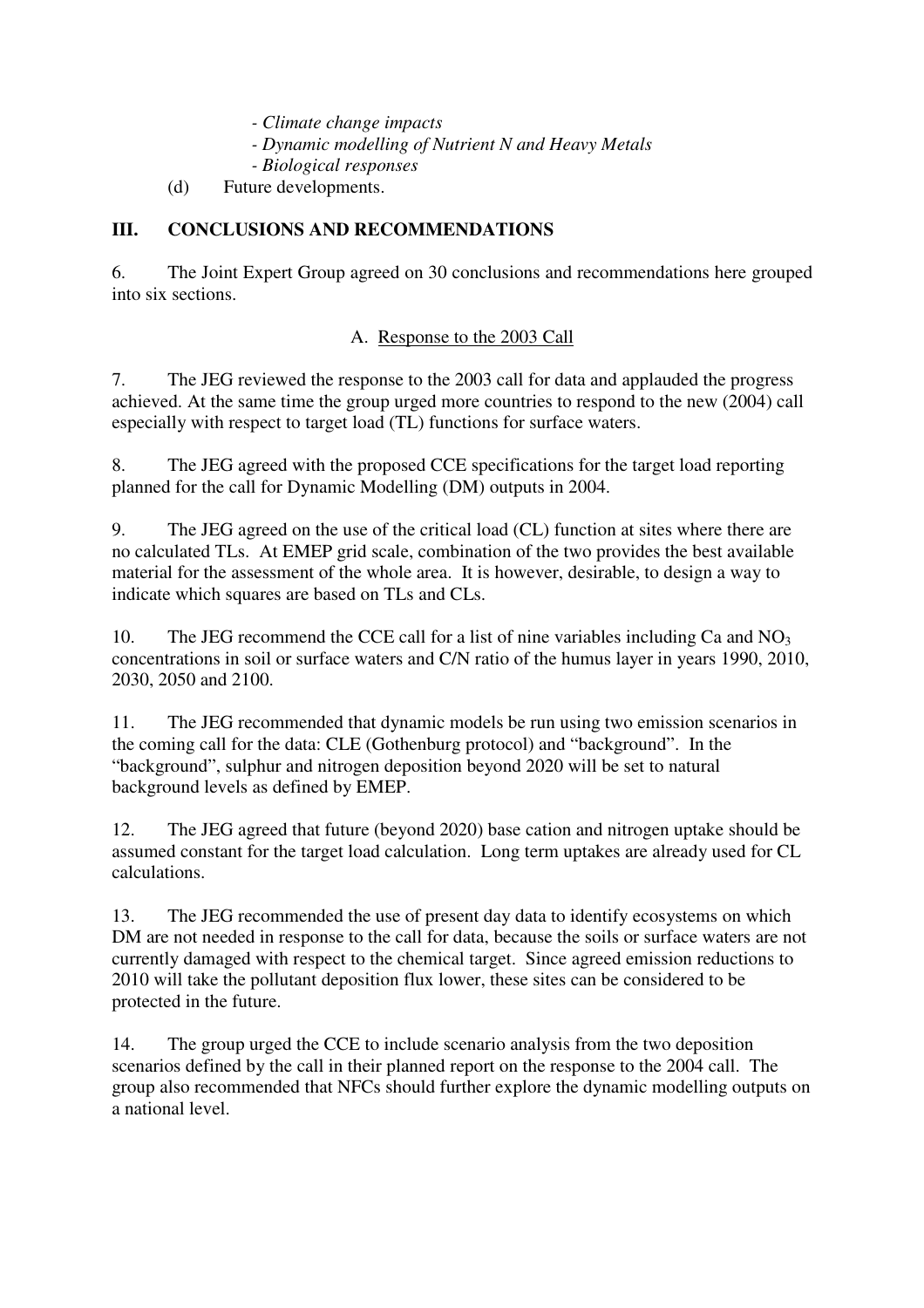- *Climate change impacts*
- *Dynamic modelling of Nutrient N and Heavy Metals*
- *Biological responses*

(d) Future developments.

## III. CONCLUSIONS AND RECOMMENDATIONS

6. The Joint Expert Group agreed on 30 conclusions and recommendations here grouped into six sections.

### A. Response to the 2003 Call

7. The JEG reviewed the response to the 2003 call for data and applauded the progress achieved. At the same time the group urged more countries to respond to the new (2004) call especially with respect to target load (TL) functions for surface waters.

8. The JEG agreed with the proposed CCE specifications for the target load reporting planned for the call for Dynamic Modelling (DM) outputs in 2004.

9. The JEG agreed on the use of the critical load (CL) function at sites where there are no calculated TLs. At EMEP grid scale, combination of the two provides the best available material for the assessment of the whole area. It is however, desirable, to design a way to indicate which squares are based on TLs and CLs.

10. The JEG recommend the CCE call for a list of nine variables including Ca and $NO_3$ concentrations in soil or surface waters and C/N ratio of the humus layer in years 1990, 2010, 2030, 2050 and 2100.

11. The JEG recommended that dynamic models be run using two emission scenarios in the coming call for the data: CLE (Gothenburg protocol) and "background". In the "background", sulphur and nitrogen deposition beyond 2020 will be set to natural background levels as defined by EMEP.

12. The JEG agreed that future (beyond 2020) base cation and nitrogen uptake should be assumed constant for the target load calculation. Long term uptakes are already used for CL calculations.

13. The JEG recommended the use of present day data to identify ecosystems on which DM are not needed in response to the call for data, because the soils or surface waters are not currently damaged with respect to the chemical target. Since agreed emission reductions to 2010 will take the pollutant deposition flux lower, these sites can be considered to be protected in the future.

14. The group urged the CCE to include scenario analysis from the two deposition scenarios defined by the call in their planned report on the response to the 2004 call. The group also recommended that NFCs should further explore the dynamic modelling outputs on a national level.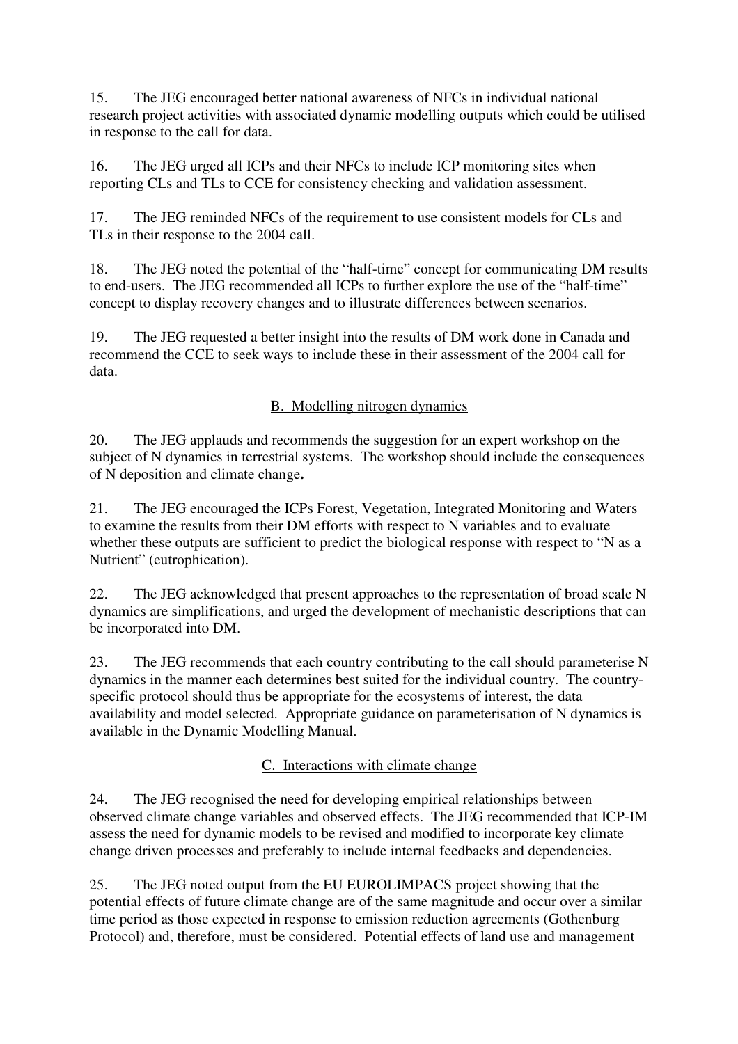15. The JEG encouraged better national awareness of NFCs in individual national research project activities with associated dynamic modelling outputs which could be utilised in response to the call for data.

16. The JEG urged all ICPs and their NFCs to include ICP monitoring sites when reporting CLs and TLs to CCE for consistency checking and validation assessment.

17. The JEG reminded NFCs of the requirement to use consistent models for CLs and TLs in their response to the 2004 call.

18. The JEG noted the potential of the "half-time" concept for communicating DM results to end-users. The JEG recommended all ICPs to further explore the use of the "half-time" concept to display recovery changes and to illustrate differences between scenarios.

19. The JEG requested a better insight into the results of DM work done in Canada and recommend the CCE to seek ways to include these in their assessment of the 2004 call for data.

<u>B. Modelling nitrogen dynamics</u>

20. The JEG applauds and recommends the suggestion for an expert workshop on the subject of N dynamics in terrestrial systems. The workshop should include the consequences of N deposition and climate change**.**

21. The JEG encouraged the ICPs Forest, Vegetation, Integrated Monitoring and Waters to examine the results from their DM efforts with respect to N variables and to evaluate whether these outputs are sufficient to predict the biological response with respect to "N as a Nutrient" (eutrophication).

22. The JEG acknowledged that present approaches to the representation of broad scale N dynamics are simplifications, and urged the development of mechanistic descriptions that can be incorporated into DM.

23. The JEG recommends that each country contributing to the call should parameterise N dynamics in the manner each determines best suited for the individual country. The country-specific protocol should thus be appropriate for the ecosystems of interest, the data availability and model selected. Appropriate guidance on parameterisation of N dynamics is available in the Dynamic Modelling Manual.

<u>C. Interactions with climate change</u>

24. The JEG recognised the need for developing empirical relationships between observed climate change variables and observed effects. The JEG recommended that ICP-IM assess the need for dynamic models to be revised and modified to incorporate key climate change driven processes and preferably to include internal feedbacks and dependencies.

25. The JEG noted output from the EU EUROLIMPACS project showing that the potential effects of future climate change are of the same magnitude and occur over a similar time period as those expected in response to emission reduction agreements (Gothenburg Protocol) and, therefore, must be considered. Potential effects of land use and management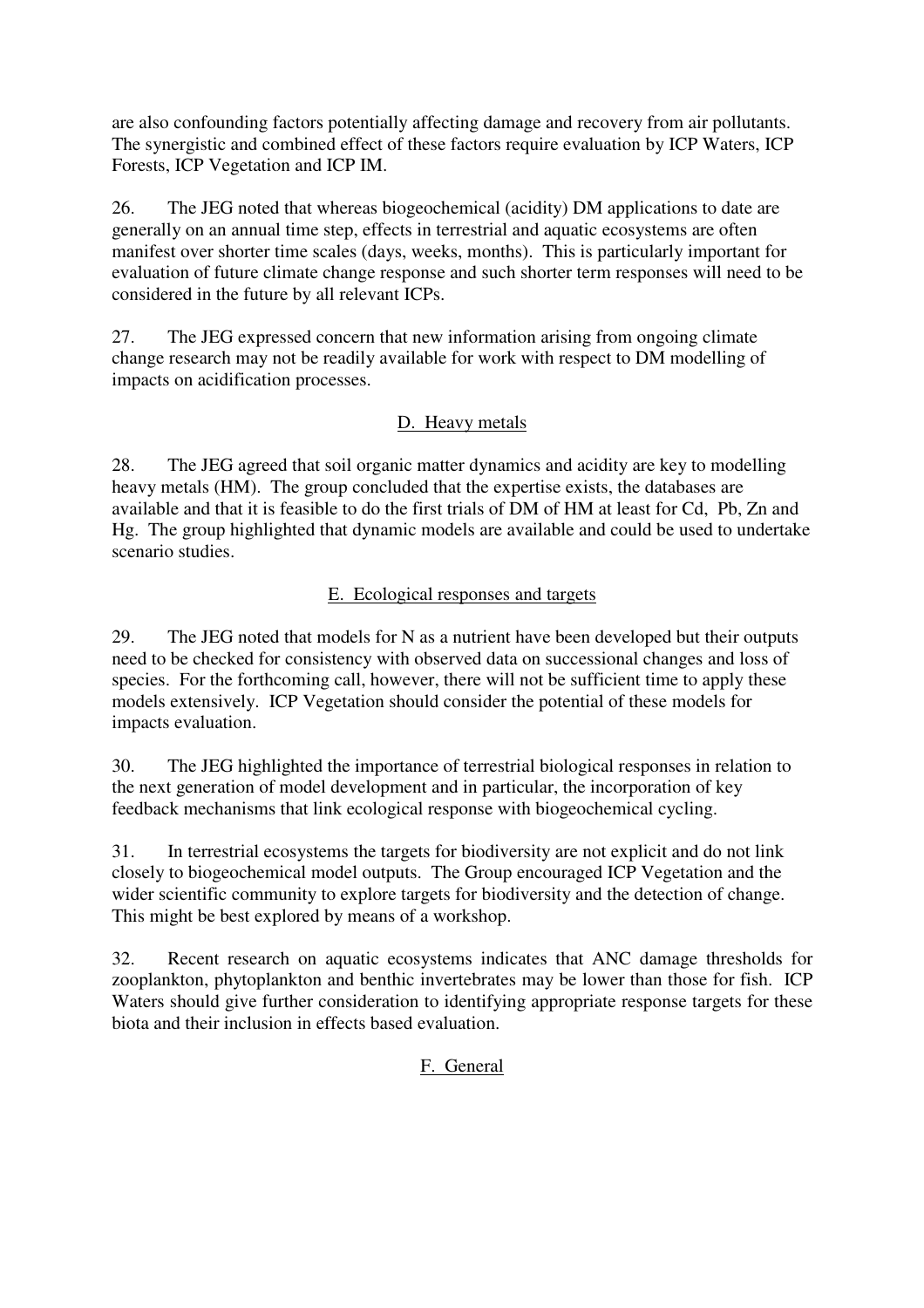are also confounding factors potentially affecting damage and recovery from air pollutants. The synergistic and combined effect of these factors require evaluation by ICP Waters, ICP Forests, ICP Vegetation and ICP IM.

26. The JEG noted that whereas biogeochemical (acidity) DM applications to date are generally on an annual time step, effects in terrestrial and aquatic ecosystems are often manifest over shorter time scales (days, weeks, months). This is particularly important for evaluation of future climate change response and such shorter term responses will need to be considered in the future by all relevant ICPs.

27. The JEG expressed concern that new information arising from ongoing climate change research may not be readily available for work with respect to DM modelling of impacts on acidification processes.

## D. Heavy metals

28. The JEG agreed that soil organic matter dynamics and acidity are key to modelling heavy metals (HM). The group concluded that the expertise exists, the databases are available and that it is feasible to do the first trials of DM of HM at least for Cd, Pb, Zn and Hg. The group highlighted that dynamic models are available and could be used to undertake scenario studies.

## E. Ecological responses and targets

29. The JEG noted that models for N as a nutrient have been developed but their outputs need to be checked for consistency with observed data on successional changes and loss of species. For the forthcoming call, however, there will not be sufficient time to apply these models extensively. ICP Vegetation should consider the potential of these models for impacts evaluation.

30. The JEG highlighted the importance of terrestrial biological responses in relation to the next generation of model development and in particular, the incorporation of key feedback mechanisms that link ecological response with biogeochemical cycling.

31. In terrestrial ecosystems the targets for biodiversity are not explicit and do not link closely to biogeochemical model outputs. The Group encouraged ICP Vegetation and the wider scientific community to explore targets for biodiversity and the detection of change. This might be best explored by means of a workshop.

32. Recent research on aquatic ecosystems indicates that ANC damage thresholds for zooplankton, phytoplankton and benthic invertebrates may be lower than those for fish. ICP Waters should give further consideration to identifying appropriate response targets for these biota and their inclusion in effects based evaluation.

## F. General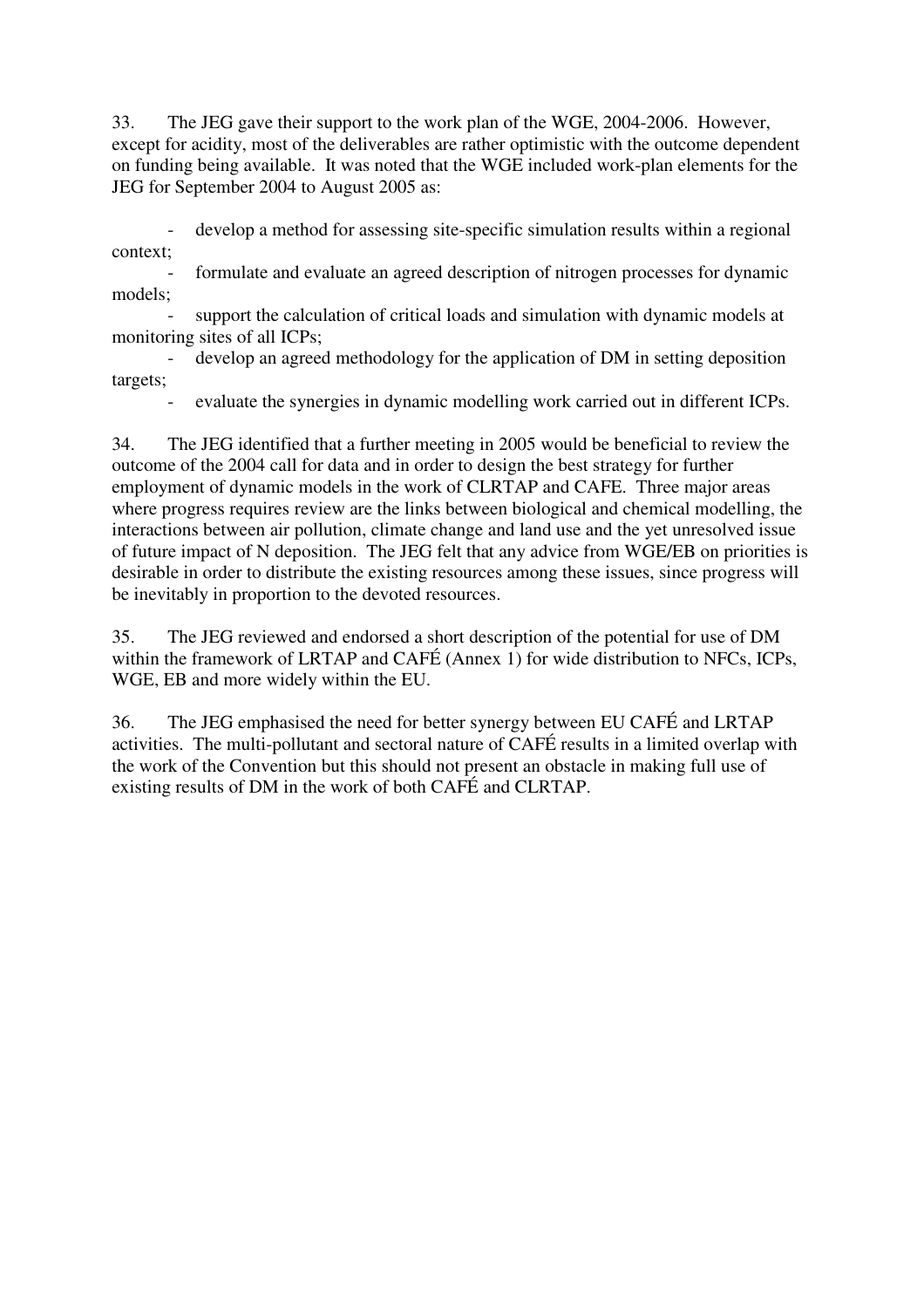33. The JEG gave their support to the work plan of the WGE, 2004-2006. However, except for acidity, most of the deliverables are rather optimistic with the outcome dependent on funding being available. It was noted that the WGE included work-plan elements for the JEG for September 2004 to August 2005 as:

- develop a method for assessing site-specific simulation results within a regional context;
- formulate and evaluate an agreed description of nitrogen processes for dynamic models;
- support the calculation of critical loads and simulation with dynamic models at monitoring sites of all ICPs;
- develop an agreed methodology for the application of DM in setting deposition targets;
- evaluate the synergies in dynamic modelling work carried out in different ICPs.

34. The JEG identified that a further meeting in 2005 would be beneficial to review the outcome of the 2004 call for data and in order to design the best strategy for further employment of dynamic models in the work of CLRTAP and CAFE. Three major areas where progress requires review are the links between biological and chemical modelling, the interactions between air pollution, climate change and land use and the yet unresolved issue of future impact of N deposition. The JEG felt that any advice from WGE/EB on priorities is desirable in order to distribute the existing resources among these issues, since progress will be inevitably in proportion to the devoted resources.

35. The JEG reviewed and endorsed a short description of the potential for use of DM within the framework of LRTAP and CAFÉ (Annex 1) for wide distribution to NFCs, ICPs, WGE, EB and more widely within the EU.

36. The JEG emphasised the need for better synergy between EU CAFÉ and LRTAP activities. The multi-pollutant and sectoral nature of CAFÉ results in a limited overlap with the work of the Convention but this should not present an obstacle in making full use of existing results of DM in the work of both CAFÉ and CLRTAP.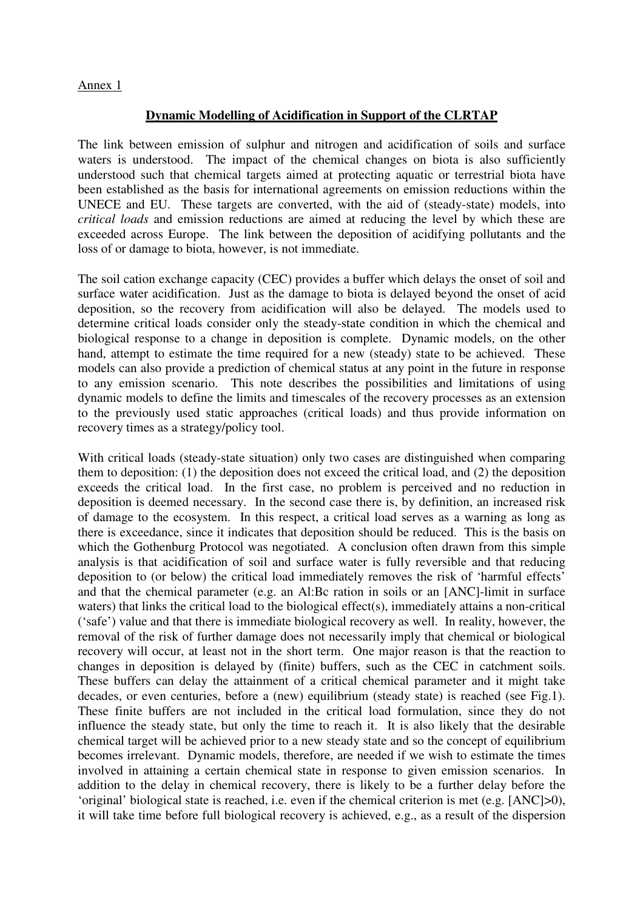Annex 1

## Dynamic Modelling of Acidification in Support of the CLRTAP

The link between emission of sulphur and nitrogen and acidification of soils and surface waters is understood. The impact of the chemical changes on biota is also sufficiently understood such that chemical targets aimed at protecting aquatic or terrestrial biota have been established as the basis for international agreements on emission reductions within the UNECE and EU. These targets are converted, with the aid of (steady-state) models, into *critical loads* and emission reductions are aimed at reducing the level by which these are exceeded across Europe. The link between the deposition of acidifying pollutants and the loss of or damage to biota, however, is not immediate.

The soil cation exchange capacity (CEC) provides a buffer which delays the onset of soil and surface water acidification. Just as the damage to biota is delayed beyond the onset of acid deposition, so the recovery from acidification will also be delayed. The models used to determine critical loads consider only the steady-state condition in which the chemical and biological response to a change in deposition is complete. Dynamic models, on the other hand, attempt to estimate the time required for a new (steady) state to be achieved. These models can also provide a prediction of chemical status at any point in the future in response to any emission scenario. This note describes the possibilities and limitations of using dynamic models to define the limits and timescales of the recovery processes as an extension to the previously used static approaches (critical loads) and thus provide information on recovery times as a strategy/policy tool.

With critical loads (steady-state situation) only two cases are distinguished when comparing them to deposition: (1) the deposition does not exceed the critical load, and (2) the deposition exceeds the critical load. In the first case, no problem is perceived and no reduction in deposition is deemed necessary. In the second case there is, by definition, an increased risk of damage to the ecosystem. In this respect, a critical load serves as a warning as long as there is exceedance, since it indicates that deposition should be reduced. This is the basis on which the Gothenburg Protocol was negotiated. A conclusion often drawn from this simple analysis is that acidification of soil and surface water is fully reversible and that reducing deposition to (or below) the critical load immediately removes the risk of 'harmful effects' and that the chemical parameter (e.g. an Al:Bc ration in soils or an [ANC]-limit in surface waters) that links the critical load to the biological effect(s), immediately attains a non-critical ('safe') value and that there is immediate biological recovery as well. In reality, however, the removal of the risk of further damage does not necessarily imply that chemical or biological recovery will occur, at least not in the short term. One major reason is that the reaction to changes in deposition is delayed by (finite) buffers, such as the CEC in catchment soils. These buffers can delay the attainment of a critical chemical parameter and it might take decades, or even centuries, before a (new) equilibrium (steady state) is reached (see Fig.1). These finite buffers are not included in the critical load formulation, since they do not influence the steady state, but only the time to reach it. It is also likely that the desirable chemical target will be achieved prior to a new steady state and so the concept of equilibrium becomes irrelevant. Dynamic models, therefore, are needed if we wish to estimate the times involved in attaining a certain chemical state in response to given emission scenarios. In addition to the delay in chemical recovery, there is likely to be a further delay before the 'original' biological state is reached, i.e. even if the chemical criterion is met (e.g. [ANC]>0), it will take time before full biological recovery is achieved, e.g., as a result of the dispersion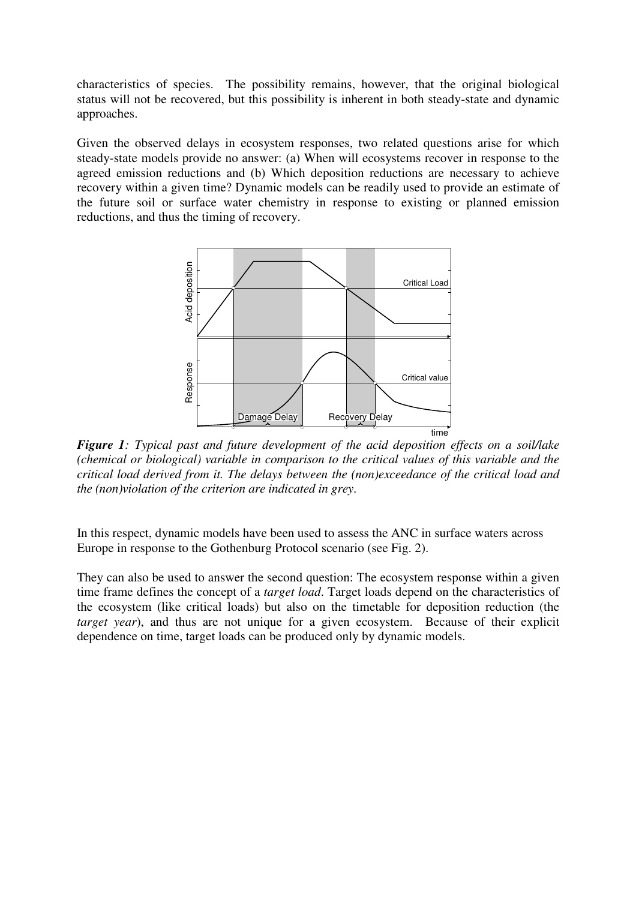characteristics of species. The possibility remains, however, that the original biological status will not be recovered, but this possibility is inherent in both steady-state and dynamic approaches.

Given the observed delays in ecosystem responses, two related questions arise for which steady-state models provide no answer: (a) When will ecosystems recover in response to the agreed emission reductions and (b) Which deposition reductions are necessary to achieve recovery within a given time? Dynamic models can be readily used to provide an estimate of the future soil or surface water chemistry in response to existing or planned emission reductions, and thus the timing of recovery.

***Figure 1****: Typical past and future development of the acid deposition effects on a soil/lake (chemical or biological) variable in comparison to the critical values of this variable and the critical load derived from it. The delays between the (non)exceedance of the critical load and the (non)violation of the criterion are indicated in grey.*

In this respect, dynamic models have been used to assess the ANC in surface waters across Europe in response to the Gothenburg Protocol scenario (see Fig. 2).

They can also be used to answer the second question: The ecosystem response within a given time frame defines the concept of a *target load*. Target loads depend on the characteristics of the ecosystem (like critical loads) but also on the timetable for deposition reduction (the *target year*), and thus are not unique for a given ecosystem. Because of their explicit dependence on time, target loads can be produced only by dynamic models.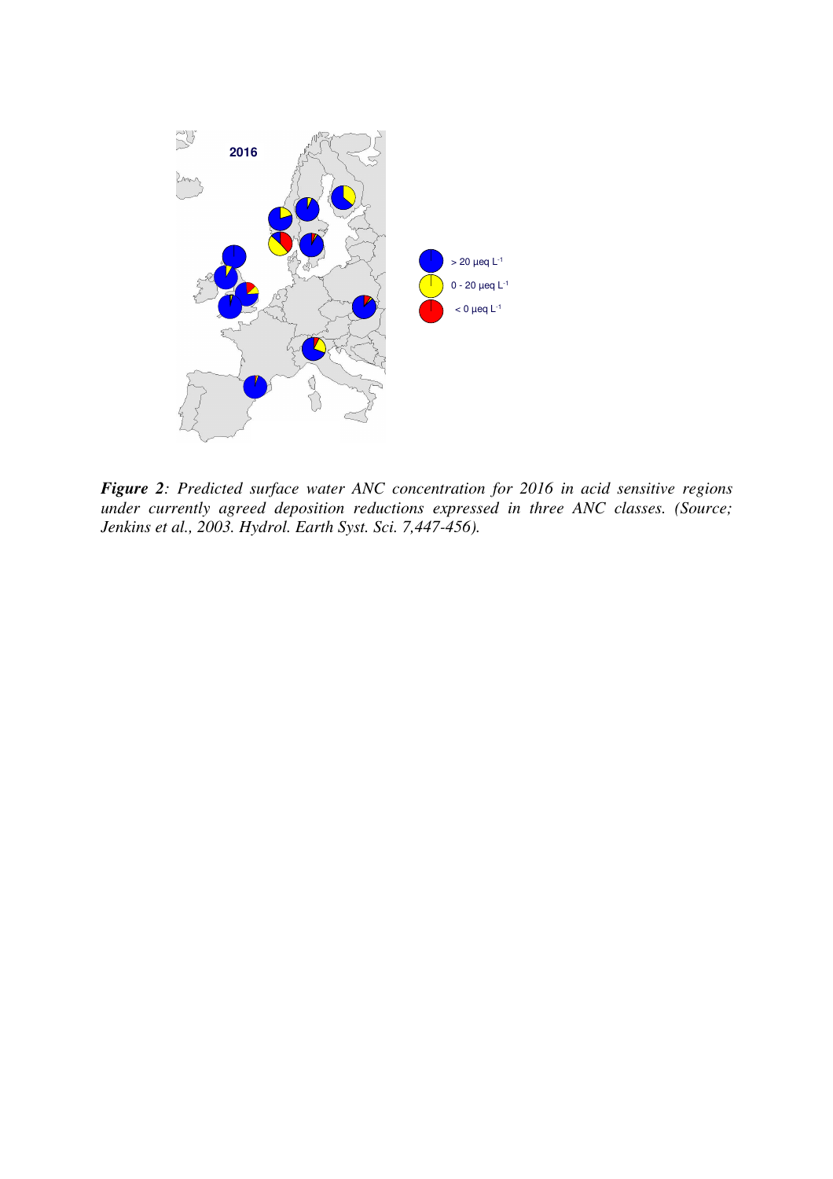2016

> 20 µeq L$^{-1}$

0 - 20 µeq L$^{-1}$

< 0 µeq L$^{-1}$

***Figure 2**: Predicted surface water ANC concentration for 2016 in acid sensitive regions under currently agreed deposition reductions expressed in three ANC classes. (Source; Jenkins et al., 2003. Hydrol. Earth Syst. Sci. 7,447-456).*